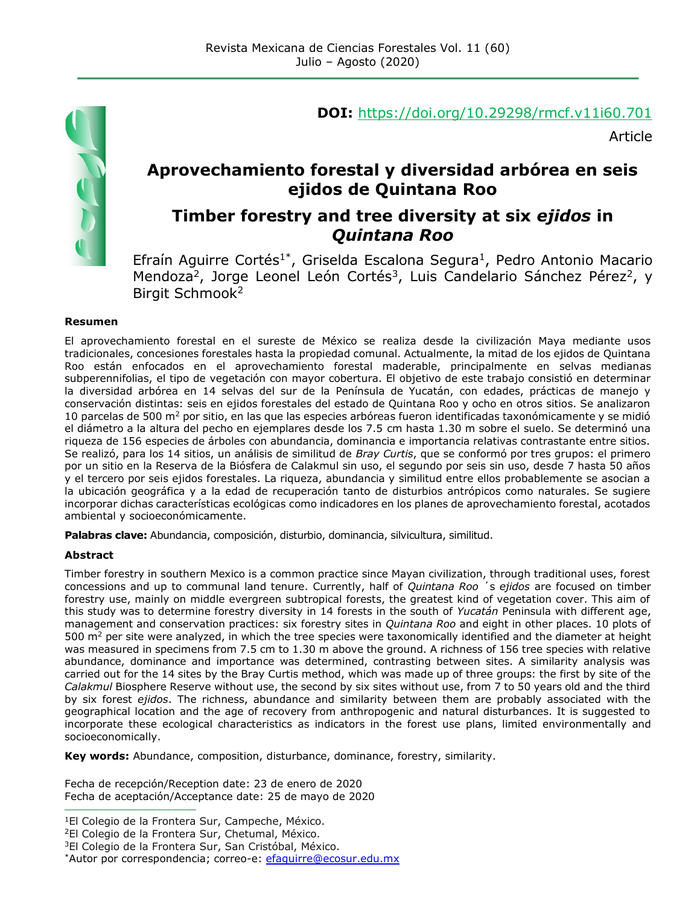**DOI:** https://doi.org/10.29298/rmcf.v11i60.701

Article

# Aprovechamiento forestal y diversidad arbórea en seis ejidos de Quintana Roo

# Timber forestry and tree diversity at six *ejidos* in *Quintana Roo*

Efraín Aguirre Cortés[1*], Griselda Escalona Segura[1], Pedro Antonio Macario Mendoza[2], Jorge Leonel León Cortés[3], Luis Candelario Sánchez Pérez[2], y Birgit Schmook[2]

### Resumen

El aprovechamiento forestal en el sureste de México se realiza desde la civilización Maya mediante usos tradicionales, concesiones forestales hasta la propiedad comunal. Actualmente, la mitad de los ejidos de Quintana Roo están enfocados en el aprovechamiento forestal maderable, principalmente en selvas medianas subperennifolias, el tipo de vegetación con mayor cobertura. El objetivo de este trabajo consistió en determinar la diversidad arbórea en 14 selvas del sur de la Península de Yucatán, con edades, prácticas de manejo y conservación distintas: seis en ejidos forestales del estado de Quintana Roo y ocho en otros sitios. Se analizaron 10 parcelas de 500 m$^2$ por sitio, en las que las especies arbóreas fueron identificadas taxonómicamente y se midió el diámetro a la altura del pecho en ejemplares desde los 7.5 cm hasta 1.30 m sobre el suelo. Se determinó una riqueza de 156 especies de árboles con abundancia, dominancia e importancia relativas contrastante entre sitios. Se realizó, para los 14 sitios, un análisis de similitud de *Bray Curtis*, que se conformó por tres grupos: el primero por un sitio en la Reserva de la Biósfera de Calakmul sin uso, el segundo por seis sin uso, desde 7 hasta 50 años y el tercero por seis ejidos forestales. La riqueza, abundancia y similitud entre ellos probablemente se asocian a la ubicación geográfica y a la edad de recuperación tanto de disturbios antrópicos como naturales. Se sugiere incorporar dichas características ecológicas como indicadores en los planes de aprovechamiento forestal, acotados ambiental y socioeconómicamente.

**Palabras clave:** Abundancia, composición, disturbio, dominancia, silvicultura, similitud.

### Abstract

Timber forestry in southern Mexico is a common practice since Mayan civilization, through traditional uses, forest concessions and up to communal land tenure. Currently, half of *Quintana Roo ´s ejidos* are focused on timber forestry use, mainly on middle evergreen subtropical forests, the greatest kind of vegetation cover. This aim of this study was to determine forestry diversity in 14 forests in the south of *Yucatán* Peninsula with different age, management and conservation practices: six forestry sites in *Quintana Roo* and eight in other places. 10 plots of 500 m$^2$ per site were analyzed, in which the tree species were taxonomically identified and the diameter at height was measured in specimens from 7.5 cm to 1.30 m above the ground. A richness of 156 tree species with relative abundance, dominance and importance was determined, contrasting between sites. A similarity analysis was carried out for the 14 sites by the Bray Curtis method, which was made up of three groups: the first by site of the *Calakmul* Biosphere Reserve without use, the second by six sites without use, from 7 to 50 years old and the third by six forest *ejidos*. The richness, abundance and similarity between them are probably associated with the geographical location and the age of recovery from anthropogenic and natural disturbances. It is suggested to incorporate these ecological characteristics as indicators in the forest use plans, limited environmentally and socioeconomically.

**Key words:** Abundance, composition, disturbance, dominance, forestry, similarity.

Fecha de recepción/Reception date: 23 de enero de 2020
Fecha de aceptación/Acceptance date: 25 de mayo de 2020

---

[1]El Colegio de la Frontera Sur, Campeche, México.
[2]El Colegio de la Frontera Sur, Chetumal, México.
[3]El Colegio de la Frontera Sur, San Cristóbal, México.
[*]Autor por correspondencia; correo-e: efaguirre@ecosur.edu.mx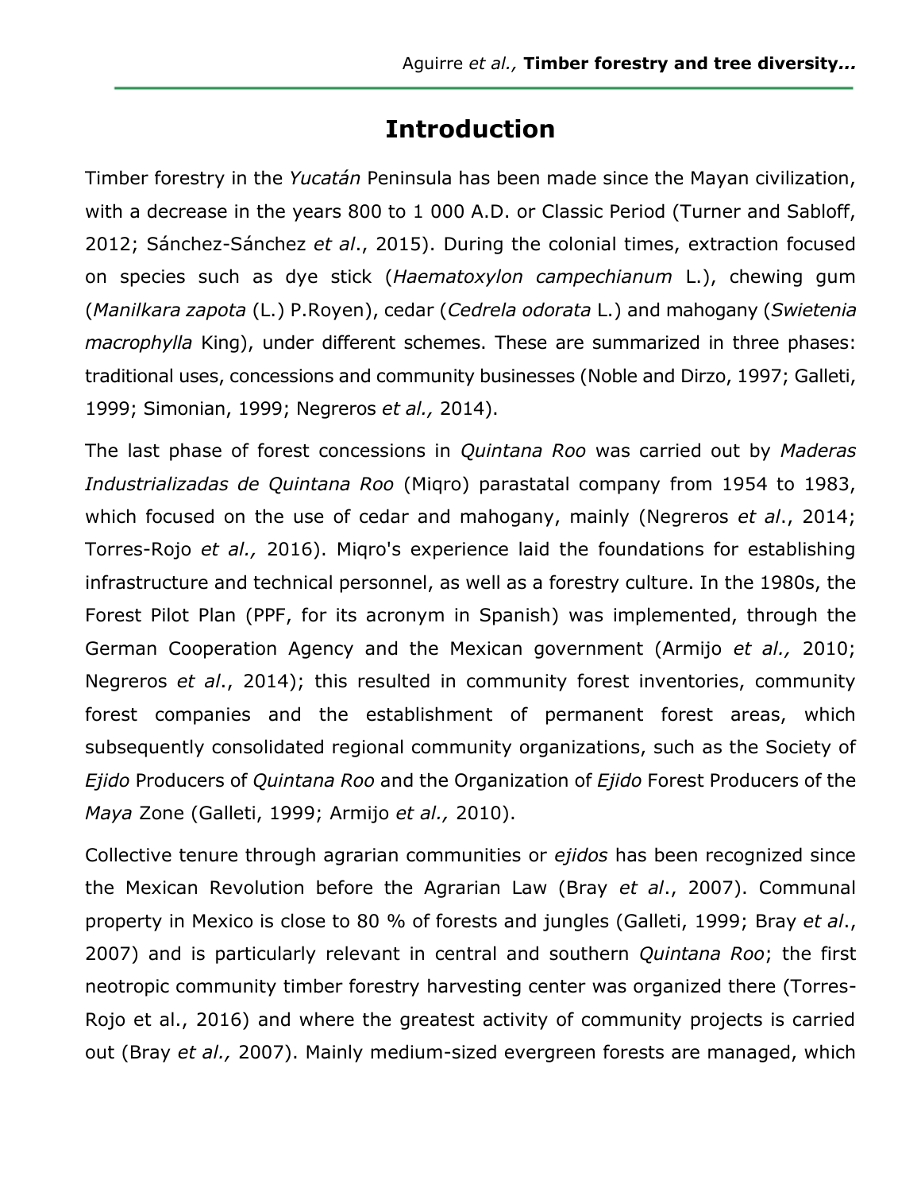# Introduction

Timber forestry in the *Yucatán* Peninsula has been made since the Mayan civilization, with a decrease in the years 800 to 1 000 A.D. or Classic Period (Turner and Sabloff, 2012; Sánchez-Sánchez *et al*., 2015). During the colonial times, extraction focused on species such as dye stick (*Haematoxylon campechianum* L.), chewing gum (*Manilkara zapota* (L.) P.Royen), cedar (*Cedrela odorata* L.) and mahogany (*Swietenia macrophylla* King), under different schemes. These are summarized in three phases: traditional uses, concessions and community businesses (Noble and Dirzo, 1997; Galleti, 1999; Simonian, 1999; Negreros *et al.,* 2014).

The last phase of forest concessions in *Quintana Roo* was carried out by *Maderas Industrializadas de Quintana Roo* (Miqro) parastatal company from 1954 to 1983, which focused on the use of cedar and mahogany, mainly (Negreros *et al*., 2014; Torres-Rojo *et al.,* 2016). Miqro's experience laid the foundations for establishing infrastructure and technical personnel, as well as a forestry culture. In the 1980s, the Forest Pilot Plan (PPF, for its acronym in Spanish) was implemented, through the German Cooperation Agency and the Mexican government (Armijo *et al.,* 2010; Negreros *et al*., 2014); this resulted in community forest inventories, community forest companies and the establishment of permanent forest areas, which subsequently consolidated regional community organizations, such as the Society of *Ejido* Producers of *Quintana Roo* and the Organization of *Ejido* Forest Producers of the *Maya* Zone (Galleti, 1999; Armijo *et al.,* 2010).

Collective tenure through agrarian communities or *ejidos* has been recognized since the Mexican Revolution before the Agrarian Law (Bray *et al*., 2007). Communal property in Mexico is close to 80 % of forests and jungles (Galleti, 1999; Bray *et al*., 2007) and is particularly relevant in central and southern *Quintana Roo*; the first neotropic community timber forestry harvesting center was organized there (Torres-Rojo et al., 2016) and where the greatest activity of community projects is carried out (Bray *et al.,* 2007). Mainly medium-sized evergreen forests are managed, which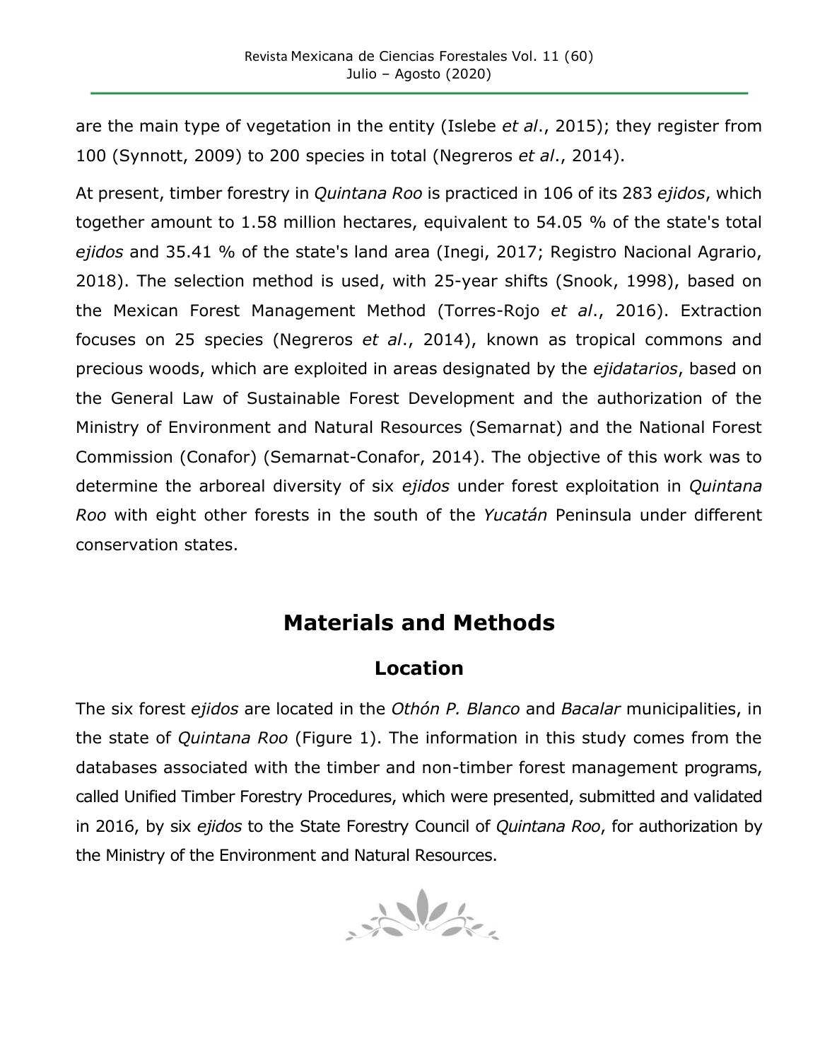are the main type of vegetation in the entity (Islebe *et al*., 2015); they register from 100 (Synnott, 2009) to 200 species in total (Negreros *et al*., 2014).

At present, timber forestry in *Quintana Roo* is practiced in 106 of its 283 *ejidos*, which together amount to 1.58 million hectares, equivalent to 54.05 % of the state's total *ejidos* and 35.41 % of the state's land area (Inegi, 2017; Registro Nacional Agrario, 2018). The selection method is used, with 25-year shifts (Snook, 1998), based on the Mexican Forest Management Method (Torres-Rojo *et al*., 2016). Extraction focuses on 25 species (Negreros *et al*., 2014), known as tropical commons and precious woods, which are exploited in areas designated by the *ejidatarios*, based on the General Law of Sustainable Forest Development and the authorization of the Ministry of Environment and Natural Resources (Semarnat) and the National Forest Commission (Conafor) (Semarnat-Conafor, 2014). The objective of this work was to determine the arboreal diversity of six *ejidos* under forest exploitation in *Quintana Roo* with eight other forests in the south of the *Yucatán* Peninsula under different conservation states.

# Materials and Methods

## Location

The six forest *ejidos* are located in the *Othón P. Blanco* and *Bacalar* municipalities, in the state of *Quintana Roo* (Figure 1). The information in this study comes from the databases associated with the timber and non-timber forest management programs, called Unified Timber Forestry Procedures, which were presented, submitted and validated in 2016, by six *ejidos* to the State Forestry Council of *Quintana Roo*, for authorization by the Ministry of the Environment and Natural Resources.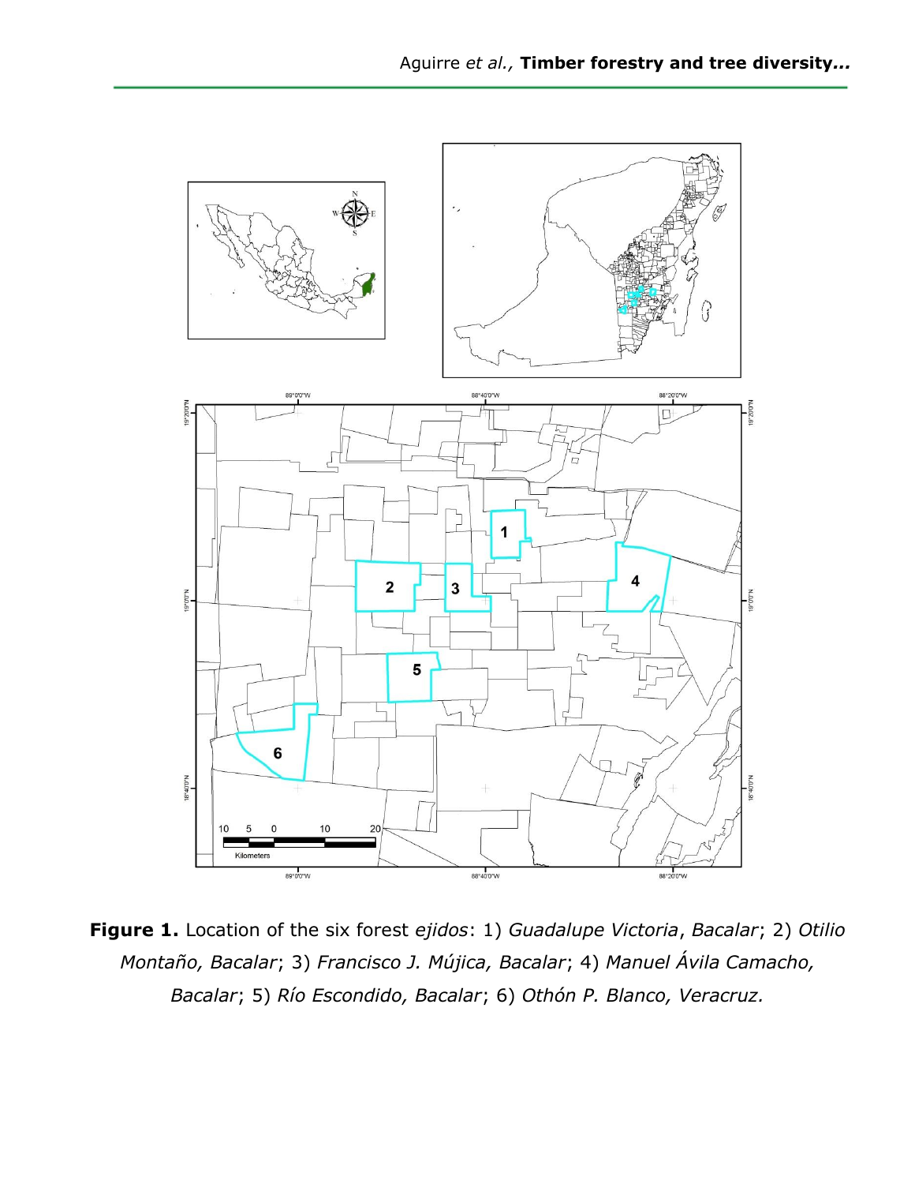**Figure 1.** Location of the six forest *ejidos*: 1) *Guadalupe Victoria*, *Bacalar*; 2) *Otilio Montaño, Bacalar*; 3) *Francisco J. Mújica, Bacalar*; 4) *Manuel Ávila Camacho, Bacalar*; 5) *Río Escondido, Bacalar*; 6) *Othón P. Blanco, Veracruz.*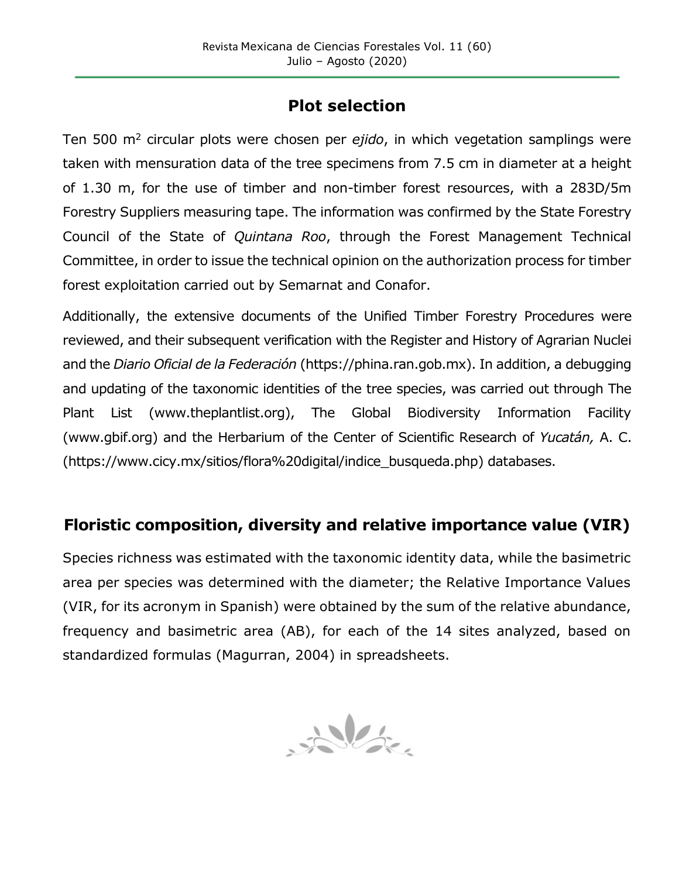## Plot selection

Ten 500 $m^2$ circular plots were chosen per *ejido*, in which vegetation samplings were taken with mensuration data of the tree specimens from 7.5 cm in diameter at a height of 1.30 m, for the use of timber and non-timber forest resources, with a 283D/5m Forestry Suppliers measuring tape. The information was confirmed by the State Forestry Council of the State of *Quintana Roo*, through the Forest Management Technical Committee, in order to issue the technical opinion on the authorization process for timber forest exploitation carried out by Semarnat and Conafor.

Additionally, the extensive documents of the Unified Timber Forestry Procedures were reviewed, and their subsequent verification with the Register and History of Agrarian Nuclei and the *Diario Oficial de la Federación* (https://phina.ran.gob.mx). In addition, a debugging and updating of the taxonomic identities of the tree species, was carried out through The Plant List (www.theplantlist.org), The Global Biodiversity Information Facility (www.gbif.org) and the Herbarium of the Center of Scientific Research of *Yucatán,* A. C. (https://www.cicy.mx/sitios/flora%20digital/indice_busqueda.php) databases.

## Floristic composition, diversity and relative importance value (VIR)

Species richness was estimated with the taxonomic identity data, while the basimetric area per species was determined with the diameter; the Relative Importance Values (VIR, for its acronym in Spanish) were obtained by the sum of the relative abundance, frequency and basimetric area (AB), for each of the 14 sites analyzed, based on standardized formulas (Magurran, 2004) in spreadsheets.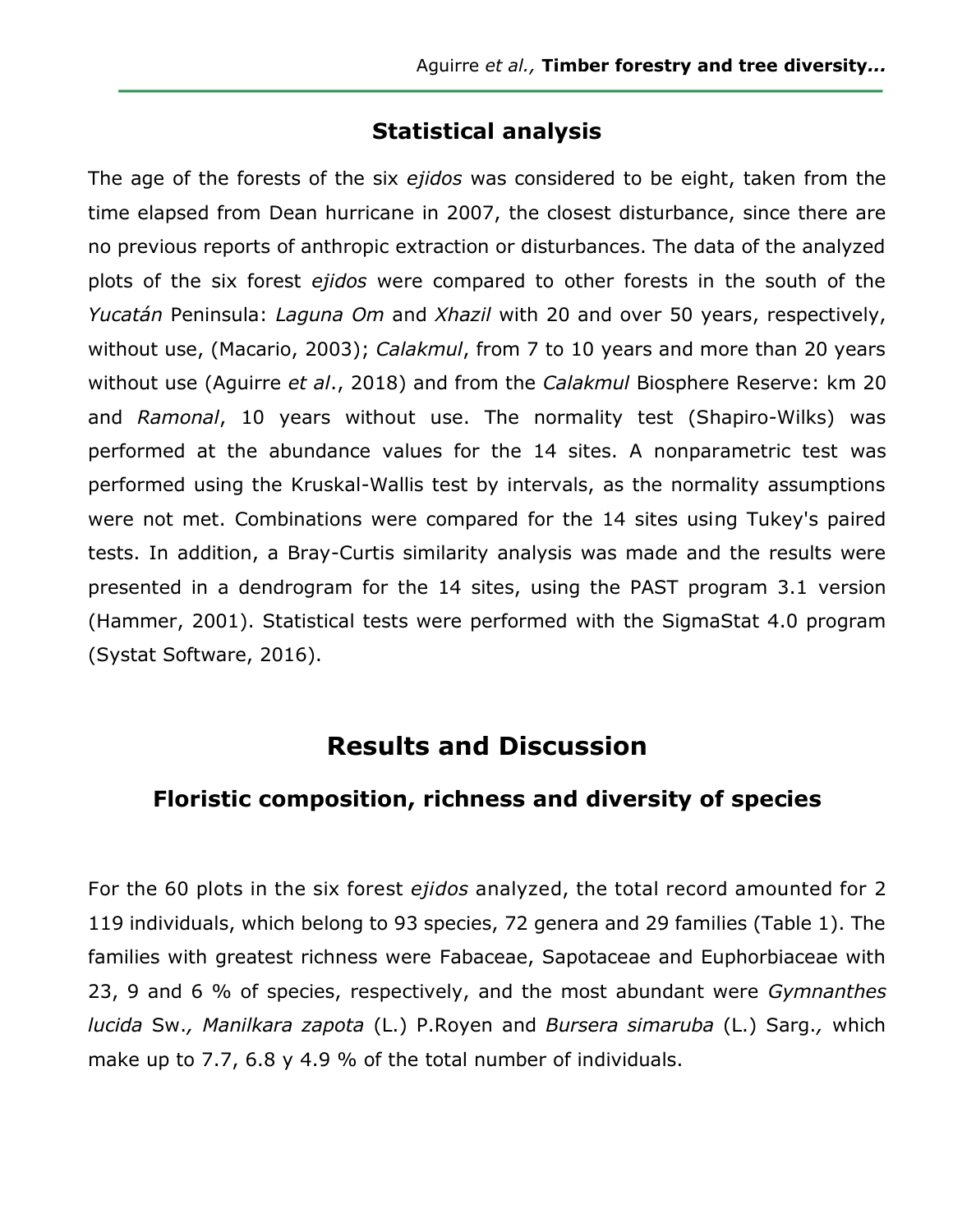## Statistical analysis

The age of the forests of the six *ejidos* was considered to be eight, taken from the time elapsed from Dean hurricane in 2007, the closest disturbance, since there are no previous reports of anthropic extraction or disturbances. The data of the analyzed plots of the six forest *ejidos* were compared to other forests in the south of the *Yucatán* Peninsula: *Laguna Om* and *Xhazil* with 20 and over 50 years, respectively, without use, (Macario, 2003); *Calakmul*, from 7 to 10 years and more than 20 years without use (Aguirre *et al*., 2018) and from the *Calakmul* Biosphere Reserve: km 20 and *Ramonal*, 10 years without use. The normality test (Shapiro-Wilks) was performed at the abundance values for the 14 sites. A nonparametric test was performed using the Kruskal-Wallis test by intervals, as the normality assumptions were not met. Combinations were compared for the 14 sites using Tukey's paired tests. In addition, a Bray-Curtis similarity analysis was made and the results were presented in a dendrogram for the 14 sites, using the PAST program 3.1 version (Hammer, 2001). Statistical tests were performed with the SigmaStat 4.0 program (Systat Software, 2016).

# Results and Discussion

## Floristic composition, richness and diversity of species

For the 60 plots in the six forest *ejidos* analyzed, the total record amounted for 2 119 individuals, which belong to 93 species, 72 genera and 29 families (Table 1). The families with greatest richness were Fabaceae, Sapotaceae and Euphorbiaceae with 23, 9 and 6 % of species, respectively, and the most abundant were *Gymnanthes lucida* Sw., *Manilkara zapota* (L.) P.Royen and *Bursera simaruba* (L.) Sarg., which make up to 7.7, 6.8 y 4.9 % of the total number of individuals.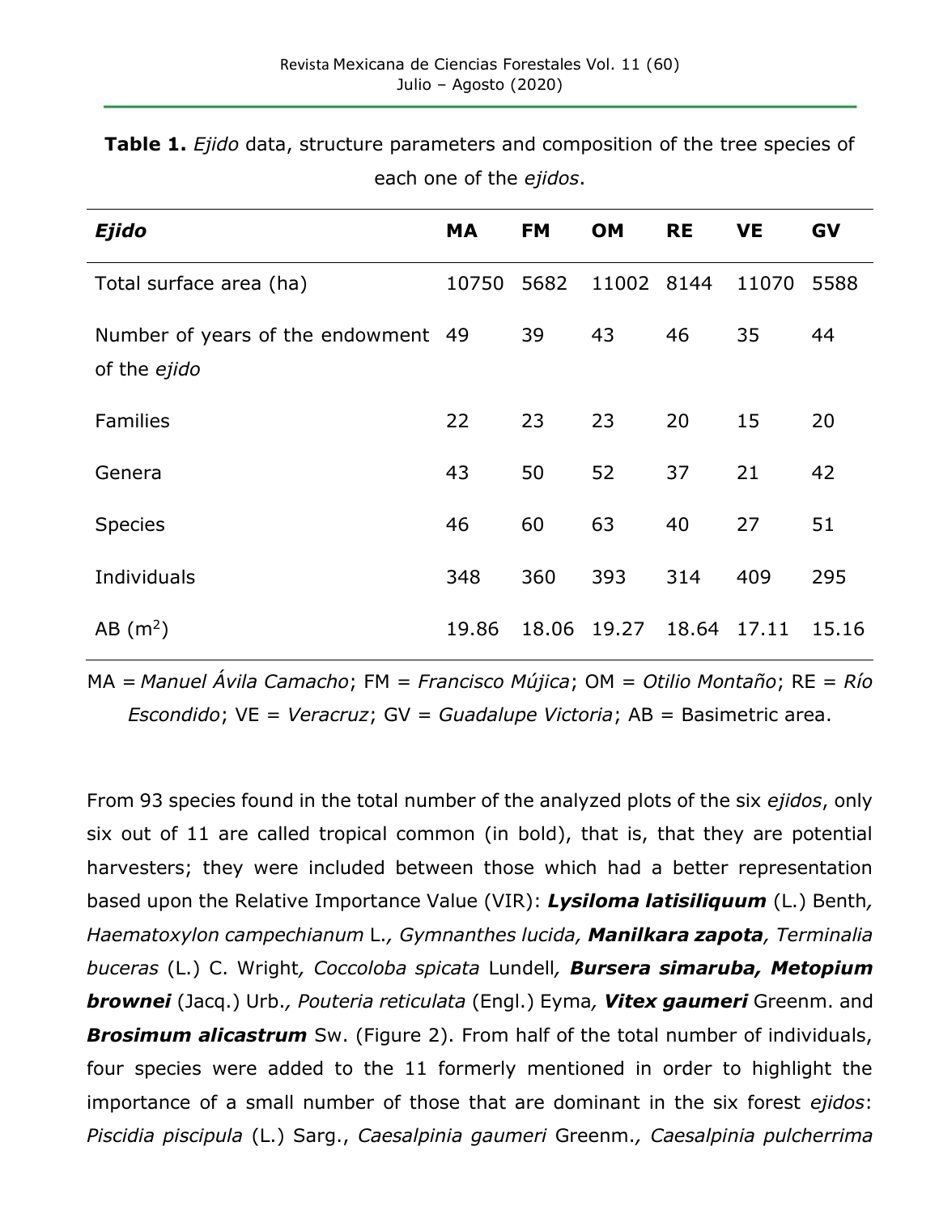**Table 1.** *Ejido* data, structure parameters and composition of the tree species of each one of the *ejidos*.

| *Ejido* | MA | FM | OM | RE | VE | GV |
|---|---|---|---|---|---|---|
| Total surface area (ha) | 10750 | 5682 | 11002 | 8144 | 11070 | 5588 |
| Number of years of the endowment of the *ejido* | 49 | 39 | 43 | 46 | 35 | 44 |
| Families | 22 | 23 | 23 | 20 | 15 | 20 |
| Genera | 43 | 50 | 52 | 37 | 21 | 42 |
| Species | 46 | 60 | 63 | 40 | 27 | 51 |
| Individuals | 348 | 360 | 393 | 314 | 409 | 295 |
| AB ($m^2$) | 19.86 | 18.06 | 19.27 | 18.64 | 17.11 | 15.16 |

MA = *Manuel Ávila Camacho*; FM = *Francisco Mújica*; OM = *Otilio Montaño*; RE = *Río Escondido*; VE = *Veracruz*; GV = *Guadalupe Victoria*; AB = Basimetric area.

From 93 species found in the total number of the analyzed plots of the six *ejidos*, only six out of 11 are called tropical common (in bold), that is, that they are potential harvesters; they were included between those which had a better representation based upon the Relative Importance Value (VIR): ***Lysiloma latisiliquum*** (L.) Benth, *Haematoxylon campechianum* L., *Gymnanthes lucida*, ***Manilkara zapota***, *Terminalia buceras* (L.) C. Wright, *Coccoloba spicata* Lundell, ***Bursera simaruba, Metopium brownei*** (Jacq.) Urb., *Pouteria reticulata* (Engl.) Eyma, ***Vitex gaumeri*** Greenm. and ***Brosimum alicastrum*** Sw. (Figure 2). From half of the total number of individuals, four species were added to the 11 formerly mentioned in order to highlight the importance of a small number of those that are dominant in the six forest *ejidos*: *Piscidia piscipula* (L.) Sarg., *Caesalpinia gaumeri* Greenm., *Caesalpinia pulcherrima*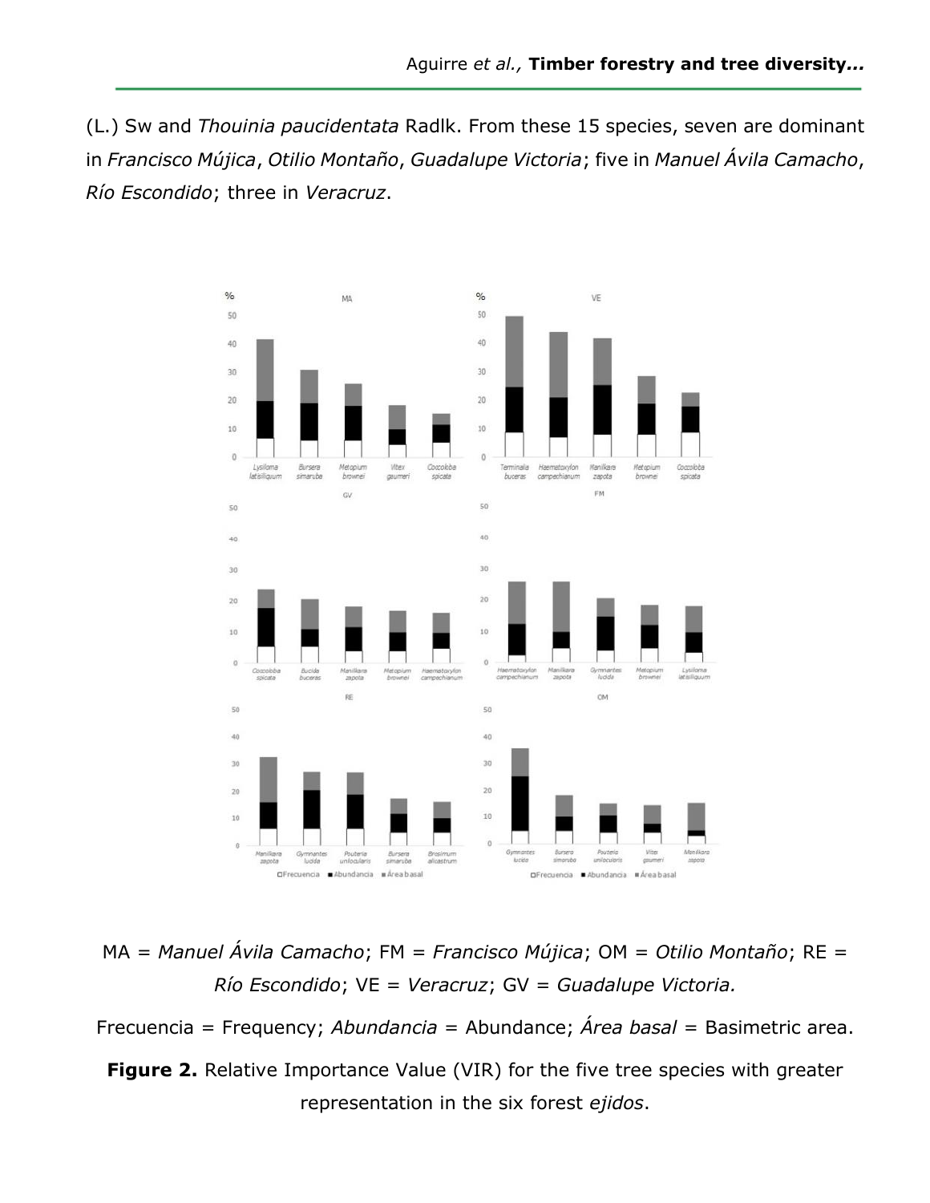(L.) Sw and *Thouinia paucidentata* Radlk. From these 15 species, seven are dominant in *Francisco Mújica*, *Otilio Montaño*, *Guadalupe Victoria*; five in *Manuel Ávila Camacho*, *Río Escondido*; three in *Veracruz*.

MA = *Manuel Ávila Camacho*; FM = *Francisco Mújica*; OM = *Otilio Montaño*; RE = *Río Escondido*; VE = *Veracruz*; GV = *Guadalupe Victoria.*

Frecuencia = Frequency; *Abundancia* = Abundance; *Área basal* = Basimetric area.

**Figure 2.** Relative Importance Value (VIR) for the five tree species with greater representation in the six forest *ejidos*.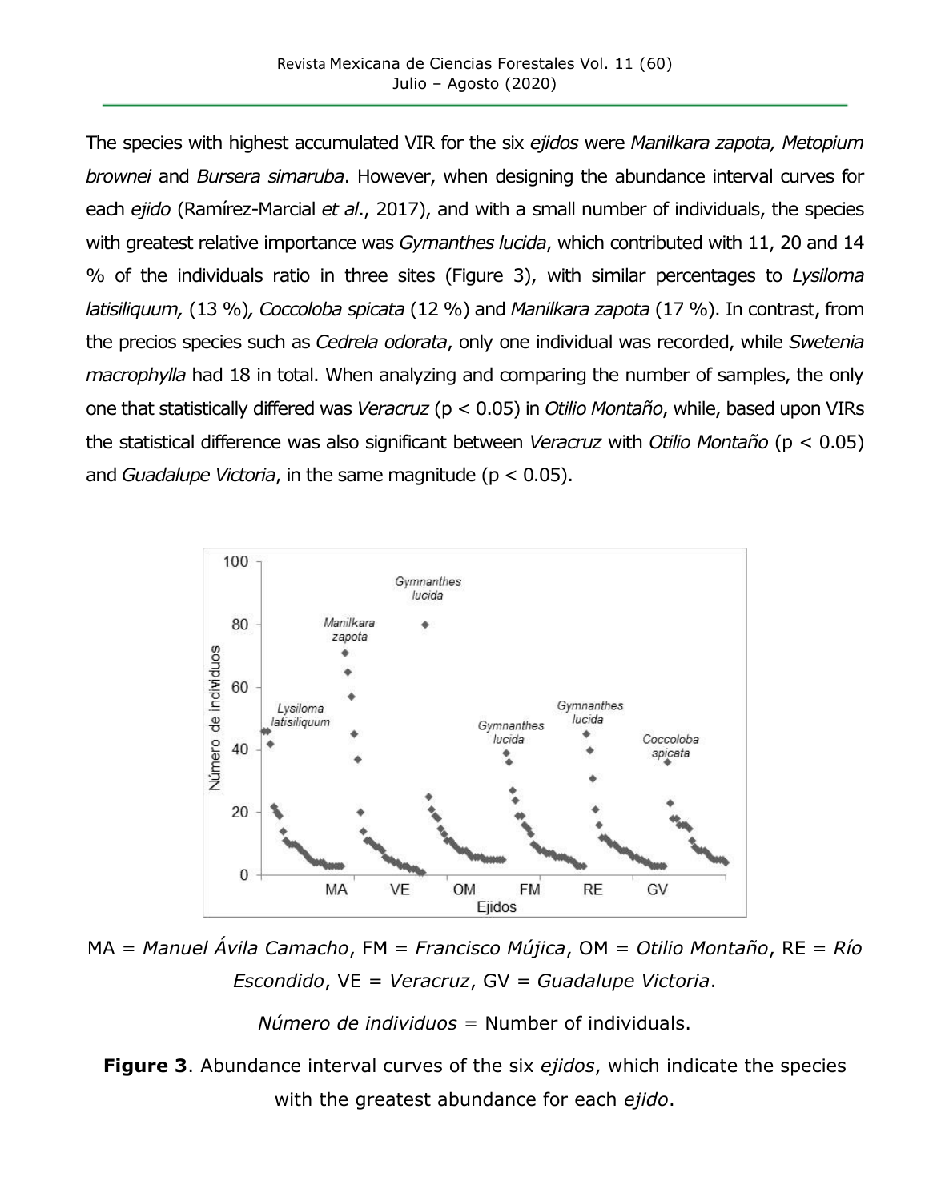The species with highest accumulated VIR for the six *ejidos* were *Manilkara zapota, Metopium brownei* and *Bursera simaruba*. However, when designing the abundance interval curves for each *ejido* (Ramírez-Marcial *et al*., 2017), and with a small number of individuals, the species with greatest relative importance was *Gymanthes lucida*, which contributed with 11, 20 and 14 % of the individuals ratio in three sites (Figure 3), with similar percentages to *Lysiloma latisiliquum,* (13 %)*, Coccoloba spicata* (12 %) and *Manilkara zapota* (17 %). In contrast, from the precios species such as *Cedrela odorata*, only one individual was recorded, while *Swetenia macrophylla* had 18 in total. When analyzing and comparing the number of samples, the only one that statistically differed was *Veracruz* ($p < 0.05$) in *Otilio Montaño*, while, based upon VIRs the statistical difference was also significant between *Veracruz* with *Otilio Montaño* ($p < 0.05$) and *Guadalupe Victoria*, in the same magnitude ($p < 0.05$).

MA = *Manuel Ávila Camacho*, FM = *Francisco Mújica*, OM = *Otilio Montaño*, RE = *Río Escondido*, VE = *Veracruz*, GV = *Guadalupe Victoria*.

*Número de individuos* = Number of individuals.

**Figure 3**. Abundance interval curves of the six *ejidos*, which indicate the species with the greatest abundance for each *ejido*.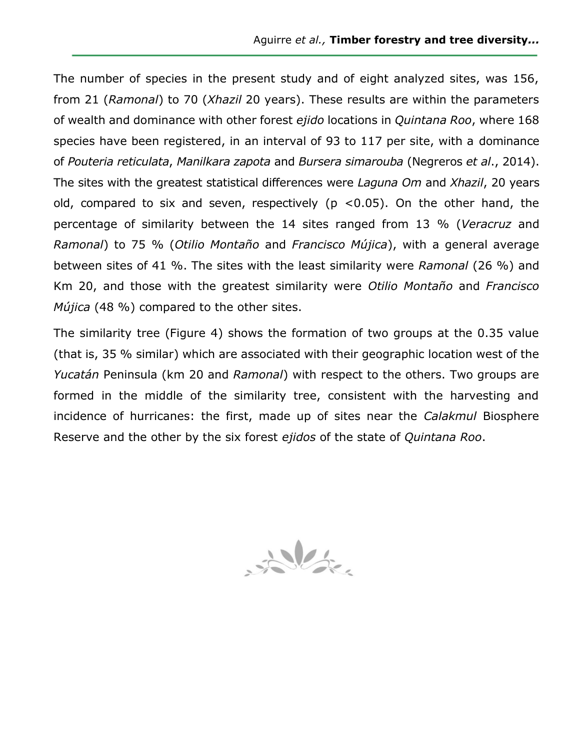The number of species in the present study and of eight analyzed sites, was 156, from 21 (*Ramonal*) to 70 (*Xhazil* 20 years). These results are within the parameters of wealth and dominance with other forest *ejido* locations in *Quintana Roo*, where 168 species have been registered, in an interval of 93 to 117 per site, with a dominance of *Pouteria reticulata*, *Manilkara zapota* and *Bursera simarouba* (Negreros *et al*., 2014). The sites with the greatest statistical differences were *Laguna Om* and *Xhazil*, 20 years old, compared to six and seven, respectively ($p < 0.05$). On the other hand, the percentage of similarity between the 14 sites ranged from 13 % (*Veracruz* and *Ramonal*) to 75 % (*Otilio Montaño* and *Francisco Mújica*), with a general average between sites of 41 %. The sites with the least similarity were *Ramonal* (26 %) and Km 20, and those with the greatest similarity were *Otilio Montaño* and *Francisco Mújica* (48 %) compared to the other sites.

The similarity tree (Figure 4) shows the formation of two groups at the 0.35 value (that is, 35 % similar) which are associated with their geographic location west of the *Yucatán* Peninsula (km 20 and *Ramonal*) with respect to the others. Two groups are formed in the middle of the similarity tree, consistent with the harvesting and incidence of hurricanes: the first, made up of sites near the *Calakmul* Biosphere Reserve and the other by the six forest *ejidos* of the state of *Quintana Roo*.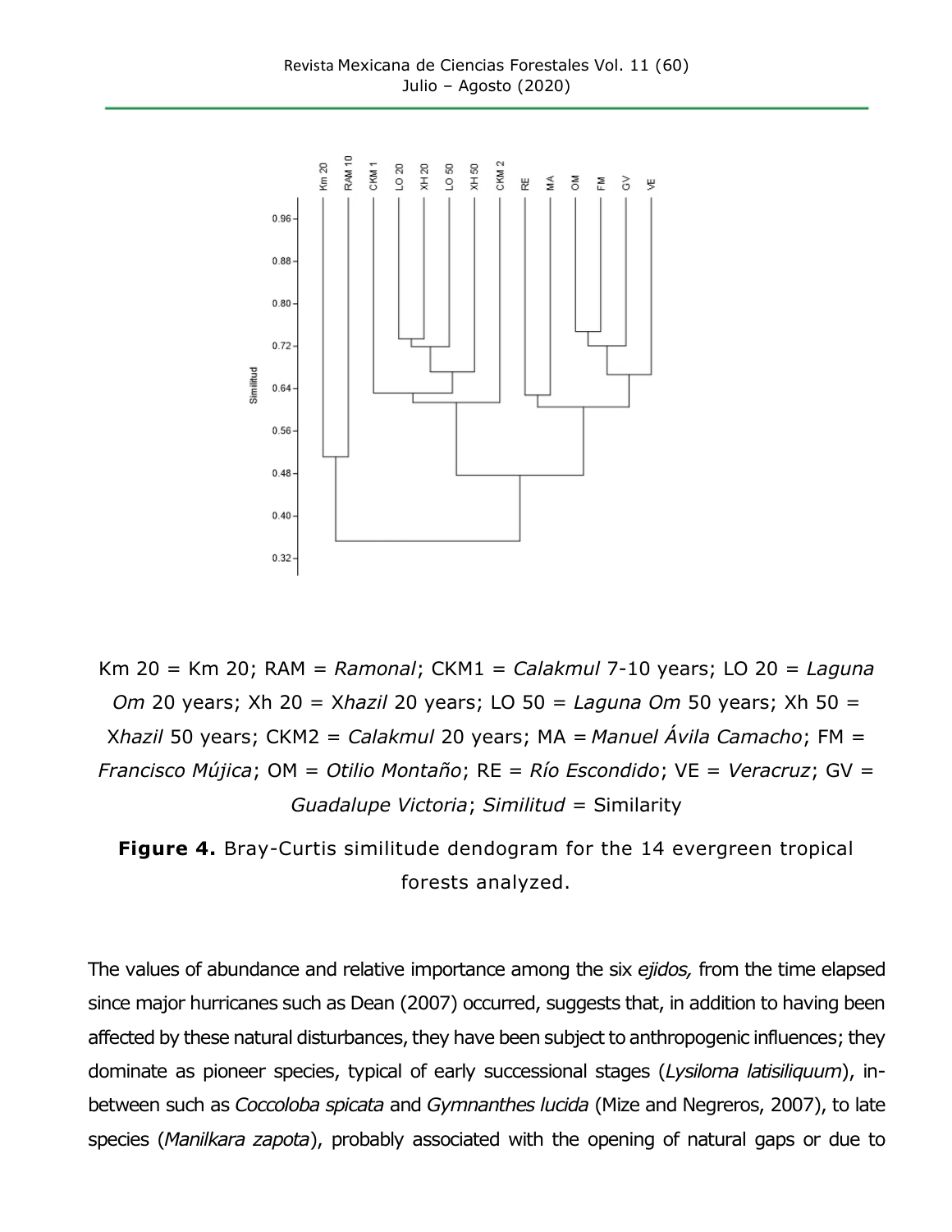Km 20 = Km 20; RAM = *Ramonal*; CKM1 = *Calakmul* 7-10 years; LO 20 = *Laguna Om* 20 years; Xh 20 = X*hazil* 20 years; LO 50 = *Laguna Om* 50 years; Xh 50 = X*hazil* 50 years; CKM2 = *Calakmul* 20 years; MA = *Manuel Ávila Camacho*; FM = *Francisco Müjica*; OM = *Otilio Montaño*; RE = *Río Escondido*; VE = *Veracruz*; GV = *Guadalupe Victoria*; *Similitud* = Similarity

**Figure 4.** Bray-Curtis similitude dendogram for the 14 evergreen tropical forests analyzed.

The values of abundance and relative importance among the six *ejidos,* from the time elapsed since major hurricanes such as Dean (2007) occurred, suggests that, in addition to having been affected by these natural disturbances, they have been subject to anthropogenic influences; they dominate as pioneer species, typical of early successional stages (*Lysiloma latisiliquum*), in-between such as *Coccoloba spicata* and *Gymnanthes lucida* (Mize and Negreros, 2007), to late species (*Manilkara zapota*), probably associated with the opening of natural gaps or due to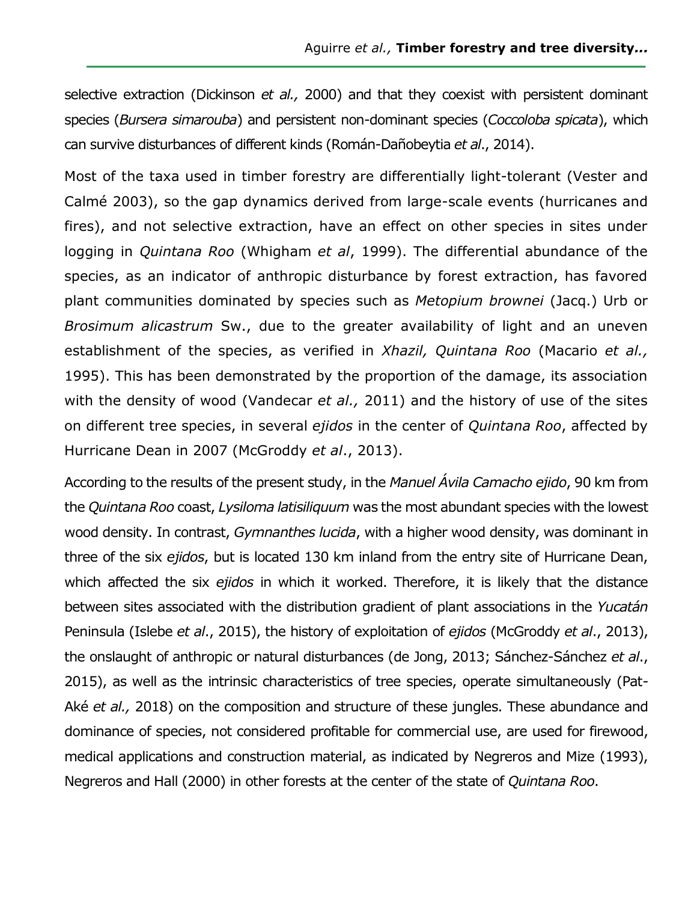selective extraction (Dickinson *et al.,* 2000) and that they coexist with persistent dominant species (*Bursera simarouba*) and persistent non-dominant species (*Coccoloba spicata*), which can survive disturbances of different kinds (Román-Dañobeytia *et al*., 2014).

Most of the taxa used in timber forestry are differentially light-tolerant (Vester and Calmé 2003), so the gap dynamics derived from large-scale events (hurricanes and fires), and not selective extraction, have an effect on other species in sites under logging in *Quintana Roo* (Whigham *et al*, 1999). The differential abundance of the species, as an indicator of anthropic disturbance by forest extraction, has favored plant communities dominated by species such as *Metopium brownei* (Jacq.) Urb or *Brosimum alicastrum* Sw., due to the greater availability of light and an uneven establishment of the species, as verified in *Xhazil, Quintana Roo* (Macario *et al.,* 1995). This has been demonstrated by the proportion of the damage, its association with the density of wood (Vandecar *et al.,* 2011) and the history of use of the sites on different tree species, in several *ejidos* in the center of *Quintana Roo*, affected by Hurricane Dean in 2007 (McGroddy *et al*., 2013).

According to the results of the present study, in the *Manuel Ávila Camacho ejido*, 90 km from the *Quintana Roo* coast, *Lysiloma latisiliquum* was the most abundant species with the lowest wood density. In contrast, *Gymnanthes lucida*, with a higher wood density, was dominant in three of the six *ejidos*, but is located 130 km inland from the entry site of Hurricane Dean, which affected the six *ejidos* in which it worked. Therefore, it is likely that the distance between sites associated with the distribution gradient of plant associations in the *Yucatán* Peninsula (Islebe *et al*., 2015), the history of exploitation of *ejidos* (McGroddy *et al*., 2013), the onslaught of anthropic or natural disturbances (de Jong, 2013; Sánchez-Sánchez *et al*., 2015), as well as the intrinsic characteristics of tree species, operate simultaneously (Pat-Aké *et al.,* 2018) on the composition and structure of these jungles. These abundance and dominance of species, not considered profitable for commercial use, are used for firewood, medical applications and construction material, as indicated by Negreros and Mize (1993), Negreros and Hall (2000) in other forests at the center of the state of *Quintana Roo*.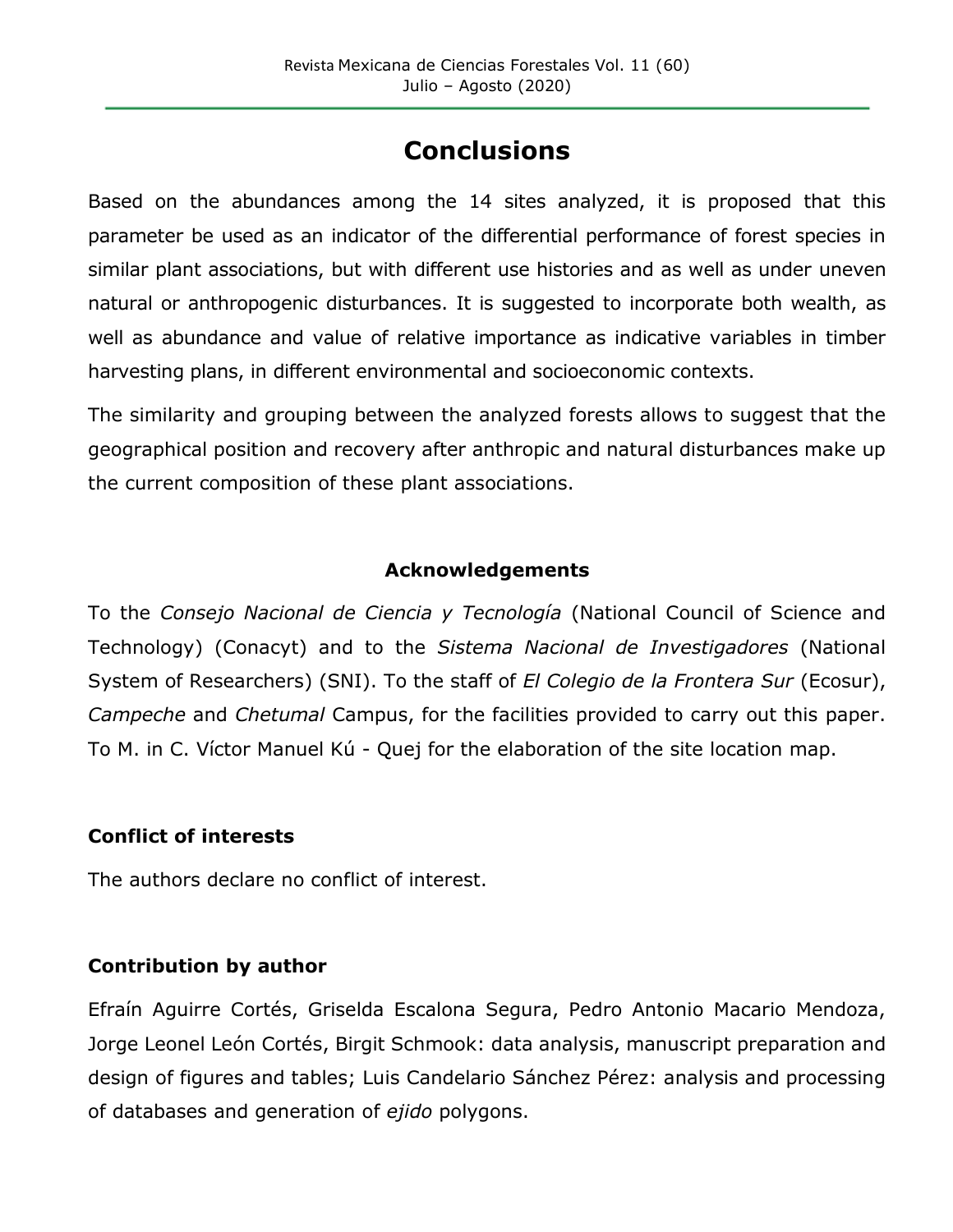## Conclusions

Based on the abundances among the 14 sites analyzed, it is proposed that this parameter be used as an indicator of the differential performance of forest species in similar plant associations, but with different use histories and as well as under uneven natural or anthropogenic disturbances. It is suggested to incorporate both wealth, as well as abundance and value of relative importance as indicative variables in timber harvesting plans, in different environmental and socioeconomic contexts.

The similarity and grouping between the analyzed forests allows to suggest that the geographical position and recovery after anthropic and natural disturbances make up the current composition of these plant associations.

### Acknowledgements

To the *Consejo Nacional de Ciencia y Tecnología* (National Council of Science and Technology) (Conacyt) and to the *Sistema Nacional de Investigadores* (National System of Researchers) (SNI). To the staff of *El Colegio de la Frontera Sur* (Ecosur), *Campeche* and *Chetumal* Campus, for the facilities provided to carry out this paper. To M. in C. Víctor Manuel Kú - Quej for the elaboration of the site location map.

### Conflict of interests

The authors declare no conflict of interest.

### Contribution by author

Efraín Aguirre Cortés, Griselda Escalona Segura, Pedro Antonio Macario Mendoza, Jorge Leonel León Cortés, Birgit Schmook: data analysis, manuscript preparation and design of figures and tables; Luis Candelario Sánchez Pérez: analysis and processing of databases and generation of *ejido* polygons.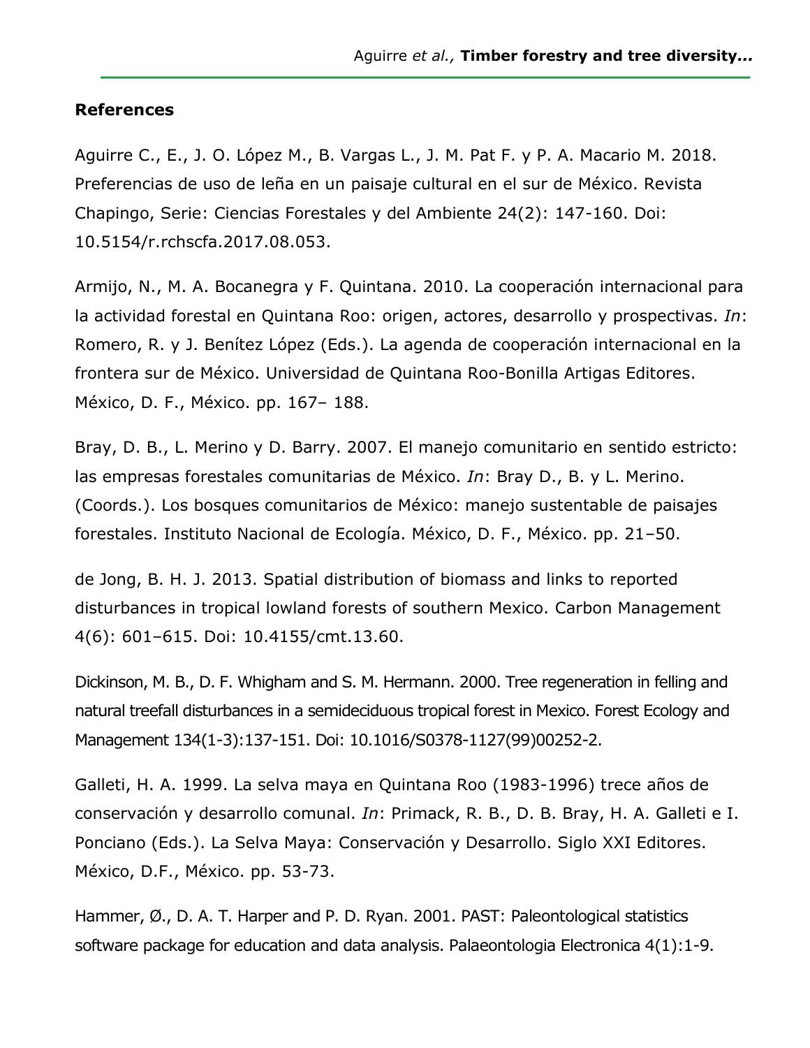## References

Aguirre C., E., J. O. López M., B. Vargas L., J. M. Pat F. y P. A. Macario M. 2018. Preferencias de uso de leña en un paisaje cultural en el sur de México. Revista Chapingo, Serie: Ciencias Forestales y del Ambiente 24(2): 147-160. Doi: 10.5154/r.rchscfa.2017.08.053.

Armijo, N., M. A. Bocanegra y F. Quintana. 2010. La cooperación internacional para la actividad forestal en Quintana Roo: origen, actores, desarrollo y prospectivas. *In*: Romero, R. y J. Benítez López (Eds.). La agenda de cooperación internacional en la frontera sur de México. Universidad de Quintana Roo-Bonilla Artigas Editores. México, D. F., México. pp. 167– 188.

Bray, D. B., L. Merino y D. Barry. 2007. El manejo comunitario en sentido estricto: las empresas forestales comunitarias de México. *In*: Bray D., B. y L. Merino. (Coords.). Los bosques comunitarios de México: manejo sustentable de paisajes forestales. Instituto Nacional de Ecología. México, D. F., México. pp. 21–50.

de Jong, B. H. J. 2013. Spatial distribution of biomass and links to reported disturbances in tropical lowland forests of southern Mexico. Carbon Management 4(6): 601–615. Doi: 10.4155/cmt.13.60.

Dickinson, M. B., D. F. Whigham and S. M. Hermann. 2000. Tree regeneration in felling and natural treefall disturbances in a semideciduous tropical forest in Mexico. Forest Ecology and Management 134(1-3):137-151. Doi: 10.1016/S0378-1127(99)00252-2.

Galleti, H. A. 1999. La selva maya en Quintana Roo (1983-1996) trece años de conservación y desarrollo comunal. *In*: Primack, R. B., D. B. Bray, H. A. Galleti e I. Ponciano (Eds.). La Selva Maya: Conservación y Desarrollo. Siglo XXI Editores. México, D.F., México. pp. 53-73.

Hammer, Ø., D. A. T. Harper and P. D. Ryan. 2001. PAST: Paleontological statistics software package for education and data analysis. Palaeontologia Electronica 4(1):1-9.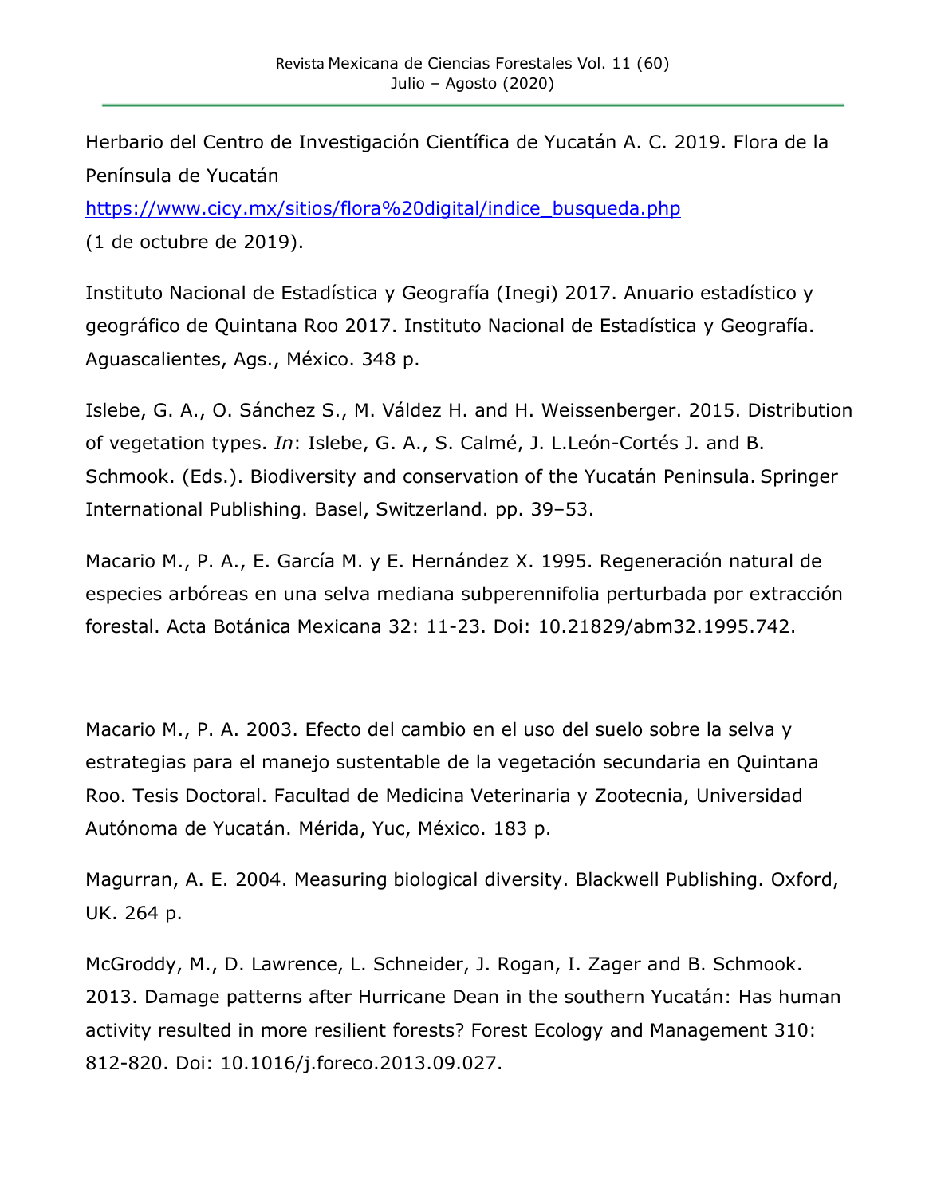Herbario del Centro de Investigación Científica de Yucatán A. C. 2019. Flora de la Península de Yucatán https://www.cicy.mx/sitios/flora%20digital/indice_busqueda.php (1 de octubre de 2019).

Instituto Nacional de Estadística y Geografía (Inegi) 2017. Anuario estadístico y geográfico de Quintana Roo 2017. Instituto Nacional de Estadística y Geografía. Aguascalientes, Ags., México. 348 p.

Islebe, G. A., O. Sánchez S., M. Valdez H. and H. Weissenberger. 2015. Distribution of vegetation types. *In*: Islebe, G. A., S. Calmé, J. L.León-Cortés J. and B. Schmook. (Eds.). Biodiversity and conservation of the Yucatán Peninsula. Springer International Publishing. Basel, Switzerland. pp. 39–53.

Macario M., P. A., E. García M. y E. Hernández X. 1995. Regeneración natural de especies arbóreas en una selva mediana subperennifolia perturbada por extracción forestal. Acta Botánica Mexicana 32: 11-23. Doi: 10.21829/abm32.1995.742.

Macario M., P. A. 2003. Efecto del cambio en el uso del suelo sobre la selva y estrategias para el manejo sustentable de la vegetación secundaria en Quintana Roo. Tesis Doctoral. Facultad de Medicina Veterinaria y Zootecnia, Universidad Autónoma de Yucatán. Mérida, Yuc, México. 183 p.

Magurran, A. E. 2004. Measuring biological diversity. Blackwell Publishing. Oxford, UK. 264 p.

McGroddy, M., D. Lawrence, L. Schneider, J. Rogan, I. Zager and B. Schmook. 2013. Damage patterns after Hurricane Dean in the southern Yucatán: Has human activity resulted in more resilient forests? Forest Ecology and Management 310: 812-820. Doi: 10.1016/j.foreco.2013.09.027.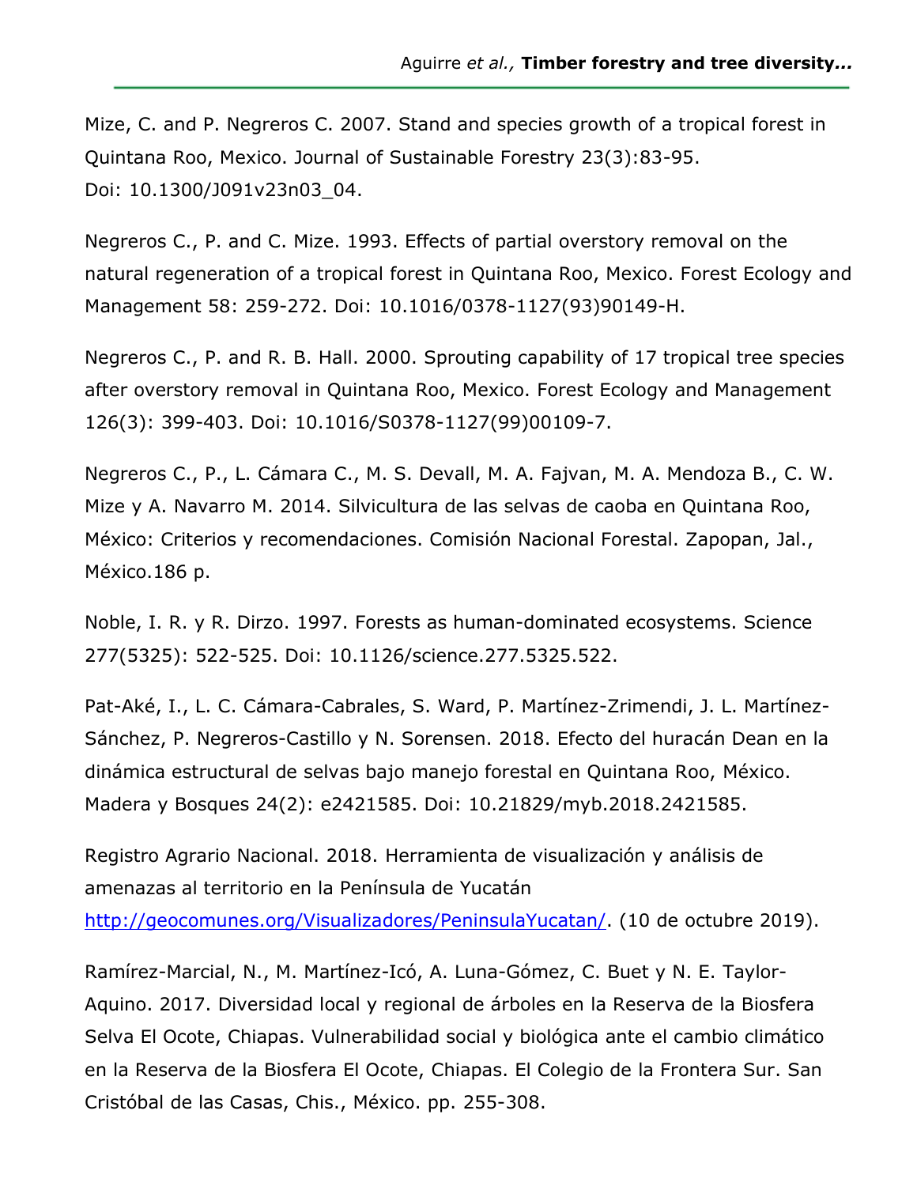Mize, C. and P. Negreros C. 2007. Stand and species growth of a tropical forest in Quintana Roo, Mexico. Journal of Sustainable Forestry 23(3):83-95. Doi: 10.1300/J091v23n03_04.

Negreros C., P. and C. Mize. 1993. Effects of partial overstory removal on the natural regeneration of a tropical forest in Quintana Roo, Mexico. Forest Ecology and Management 58: 259-272. Doi: 10.1016/0378-1127(93)90149-H.

Negreros C., P. and R. B. Hall. 2000. Sprouting capability of 17 tropical tree species after overstory removal in Quintana Roo, Mexico. Forest Ecology and Management 126(3): 399-403. Doi: 10.1016/S0378-1127(99)00109-7.

Negreros C., P., L. Cámara C., M. S. Devall, M. A. Fajvan, M. A. Mendoza B., C. W. Mize y A. Navarro M. 2014. Silvicultura de las selvas de caoba en Quintana Roo, México: Criterios y recomendaciones. Comisión Nacional Forestal. Zapopan, Jal., México.186 p.

Noble, I. R. y R. Dirzo. 1997. Forests as human-dominated ecosystems. Science 277(5325): 522-525. Doi: 10.1126/science.277.5325.522.

Pat-Aké, I., L. C. Cámara-Cabrales, S. Ward, P. Martínez-Zrimendi, J. L. Martínez-Sánchez, P. Negreros-Castillo y N. Sorensen. 2018. Efecto del huracán Dean en la dinámica estructural de selvas bajo manejo forestal en Quintana Roo, México. Madera y Bosques 24(2): e2421585. Doi: 10.21829/myb.2018.2421585.

Registro Agrario Nacional. 2018. Herramienta de visualización y análisis de amenazas al territorio en la Península de Yucatán http://geocomunes.org/Visualizadores/PeninsulaYucatan/. (10 de octubre 2019).

Ramírez-Marcial, N., M. Martínez-Icó, A. Luna-Gómez, C. Buet y N. E. Taylor-Aquino. 2017. Diversidad local y regional de árboles en la Reserva de la Biosfera Selva El Ocote, Chiapas. Vulnerabilidad social y biológica ante el cambio climático en la Reserva de la Biosfera El Ocote, Chiapas. El Colegio de la Frontera Sur. San Cristóbal de las Casas, Chis., México. pp. 255-308.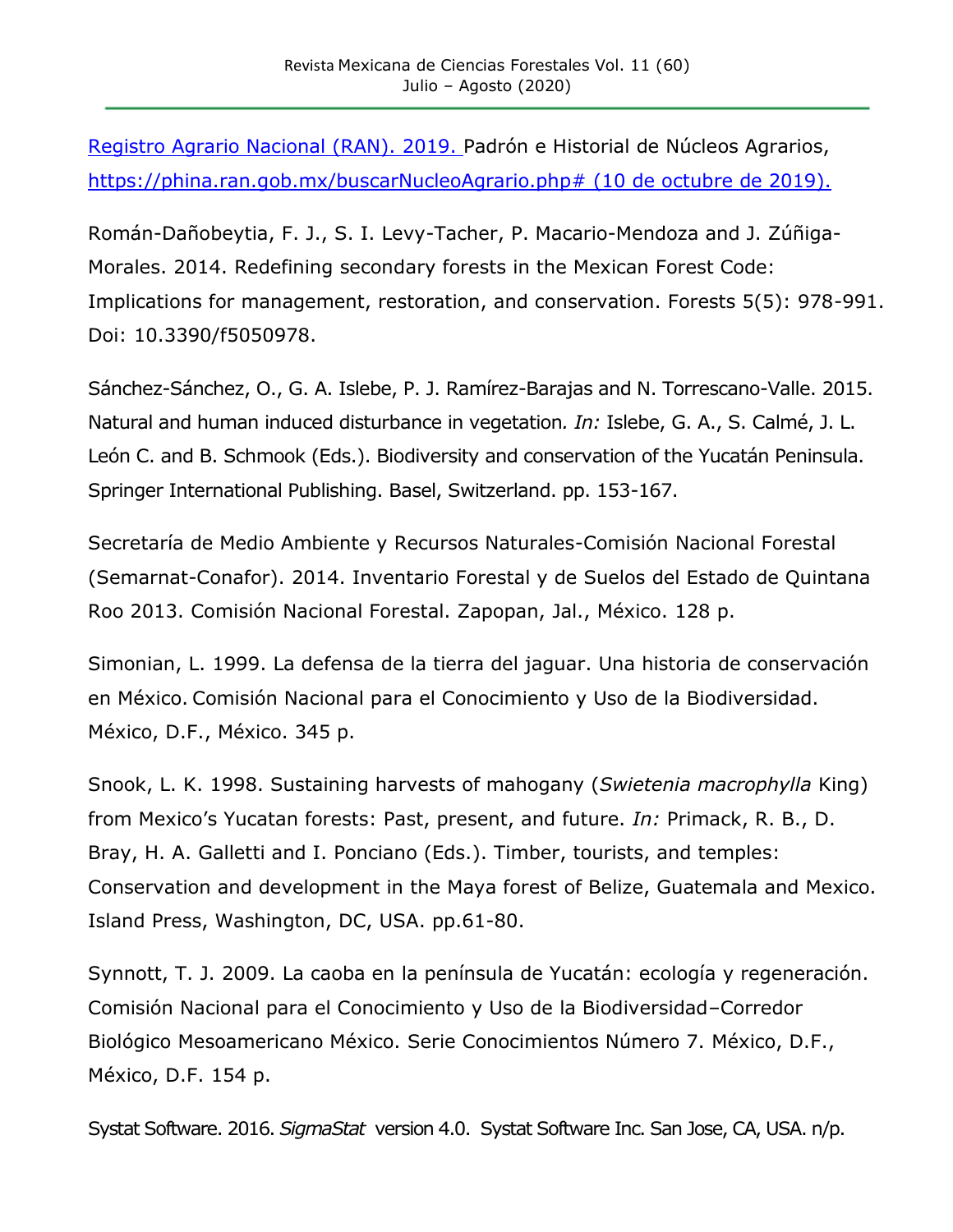Registro Agrario Nacional (RAN). 2019. Padrón e Historial de Núcleos Agrarios, https://phina.ran.gob.mx/buscarNucleoAgrario.php# (10 de octubre de 2019).

Román-Dañobeytia, F. J., S. I. Levy-Tacher, P. Macario-Mendoza and J. Zúñiga-Morales. 2014. Redefining secondary forests in the Mexican Forest Code: Implications for management, restoration, and conservation. Forests 5(5): 978-991. Doi: 10.3390/f5050978.

Sánchez-Sánchez, O., G. A. Islebe, P. J. Ramírez-Barajas and N. Torrescano-Valle. 2015. Natural and human induced disturbance in vegetation. *In:* Islebe, G. A., S. Calmé, J. L. León C. and B. Schmook (Eds.). Biodiversity and conservation of the Yucatán Peninsula. Springer International Publishing. Basel, Switzerland. pp. 153-167.

Secretaría de Medio Ambiente y Recursos Naturales-Comisión Nacional Forestal (Semarnat-Conafor). 2014. Inventario Forestal y de Suelos del Estado de Quintana Roo 2013. Comisión Nacional Forestal. Zapopan, Jal., México. 128 p.

Simonian, L. 1999. La defensa de la tierra del jaguar. Una historia de conservación en México. Comisión Nacional para el Conocimiento y Uso de la Biodiversidad. México, D.F., México. 345 p.

Snook, L. K. 1998. Sustaining harvests of mahogany (*Swietenia macrophylla* King) from Mexico's Yucatan forests: Past, present, and future. *In:* Primack, R. B., D. Bray, H. A. Galletti and I. Ponciano (Eds.). Timber, tourists, and temples: Conservation and development in the Maya forest of Belize, Guatemala and Mexico. Island Press, Washington, DC, USA. pp.61-80.

Synnott, T. J. 2009. La caoba en la península de Yucatán: ecología y regeneración. Comisión Nacional para el Conocimiento y Uso de la Biodiversidad–Corredor Biológico Mesoamericano México. Serie Conocimientos Número 7. México, D.F., México, D.F. 154 p.

Systat Software. 2016. *SigmaStat* version 4.0. Systat Software Inc. San Jose, CA, USA. n/p.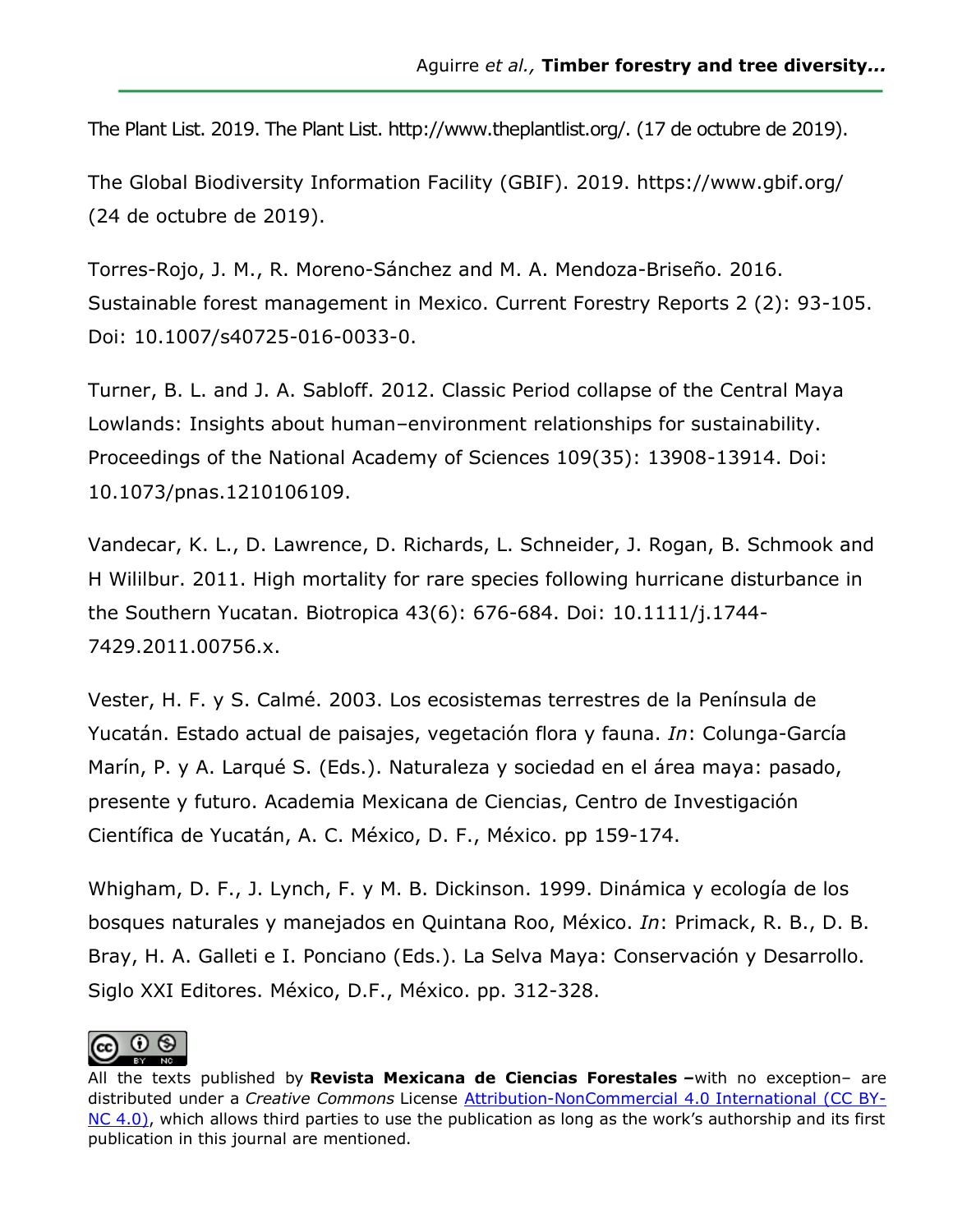The Plant List. 2019. The Plant List. http://www.theplantlist.org/. (17 de octubre de 2019).

The Global Biodiversity Information Facility (GBIF). 2019. https://www.gbif.org/ (24 de octubre de 2019).

Torres-Rojo, J. M., R. Moreno-Sánchez and M. A. Mendoza-Briseño. 2016. Sustainable forest management in Mexico. Current Forestry Reports 2 (2): 93-105. Doi: 10.1007/s40725-016-0033-0.

Turner, B. L. and J. A. Sabloff. 2012. Classic Period collapse of the Central Maya Lowlands: Insights about human–environment relationships for sustainability. Proceedings of the National Academy of Sciences 109(35): 13908-13914. Doi: 10.1073/pnas.1210106109.

Vandecar, K. L., D. Lawrence, D. Richards, L. Schneider, J. Rogan, B. Schmook and H Wililbur. 2011. High mortality for rare species following hurricane disturbance in the Southern Yucatan. Biotropica 43(6): 676-684. Doi: 10.1111/j.1744-7429.2011.00756.x.

Vester, H. F. y S. Calmé. 2003. Los ecosistemas terrestres de la Península de Yucatán. Estado actual de paisajes, vegetación flora y fauna. *In*: Colunga-García Marín, P. y A. Larqué S. (Eds.). Naturaleza y sociedad en el área maya: pasado, presente y futuro. Academia Mexicana de Ciencias, Centro de Investigación Científica de Yucatán, A. C. México, D. F., México. pp 159-174.

Whigham, D. F., J. Lynch, F. y M. B. Dickinson. 1999. Dinámica y ecología de los bosques naturales y manejados en Quintana Roo, México. *In*: Primack, R. B., D. B. Bray, H. A. Galleti e I. Ponciano (Eds.). La Selva Maya: Conservación y Desarrollo. Siglo XXI Editores. México, D.F., México. pp. 312-328.

All the texts published by **Revista Mexicana de Ciencias Forestales –**with no exception– are distributed under a *Creative Commons* License [Attribution-NonCommercial 4.0 International (CC BY-NC 4.0)](https://creativecommons.org/licenses/by-nc/4.0/), which allows third parties to use the publication as long as the work's authorship and its first publication in this journal are mentioned.